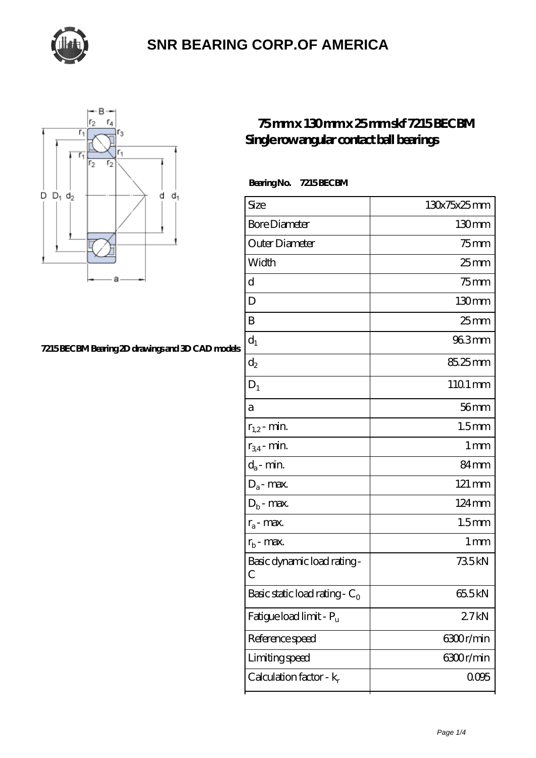# SNR BEARING CORP.OF AMERICA

## 75 mm x 130 mm x 25 mm skf 7215 BECBM Single row angular contact ball bearings

7215 BECBM Bearing 2D drawings and 3D CAD models

**Bearing No.** 7215 BECBM

| | |
|---|---|
| Size | 130x75x25 mm |
| Bore Diameter | 130 mm |
| Outer Diameter | 75 mm |
| Width | 25 mm |
| d | 75 mm |
| D | 130 mm |
| B | 25 mm |
| $d_1$ | 96.3 mm |
| $d_2$ | 85.25 mm |
| $D_1$ | 110.1 mm |
| a | 56 mm |
| $r_{1,2}$ - min. | 1.5 mm |
| $r_{3,4}$ - min. | 1 mm |
| $d_a$ - min. | 84 mm |
| $D_a$ - max. | 121 mm |
| $D_b$ - max. | 124 mm |
| $r_a$ - max. | 1.5 mm |
| $r_b$ - max. | 1 mm |
| Basic dynamic load rating - C | 73.5 kN |
| Basic static load rating - $C_0$ | 65.5 kN |
| Fatigue load limit - $P_u$ | 2.7 kN |
| Reference speed | 6300 r/min |
| Limiting speed | 6300 r/min |
| Calculation factor - $k_r$ | 0.095 |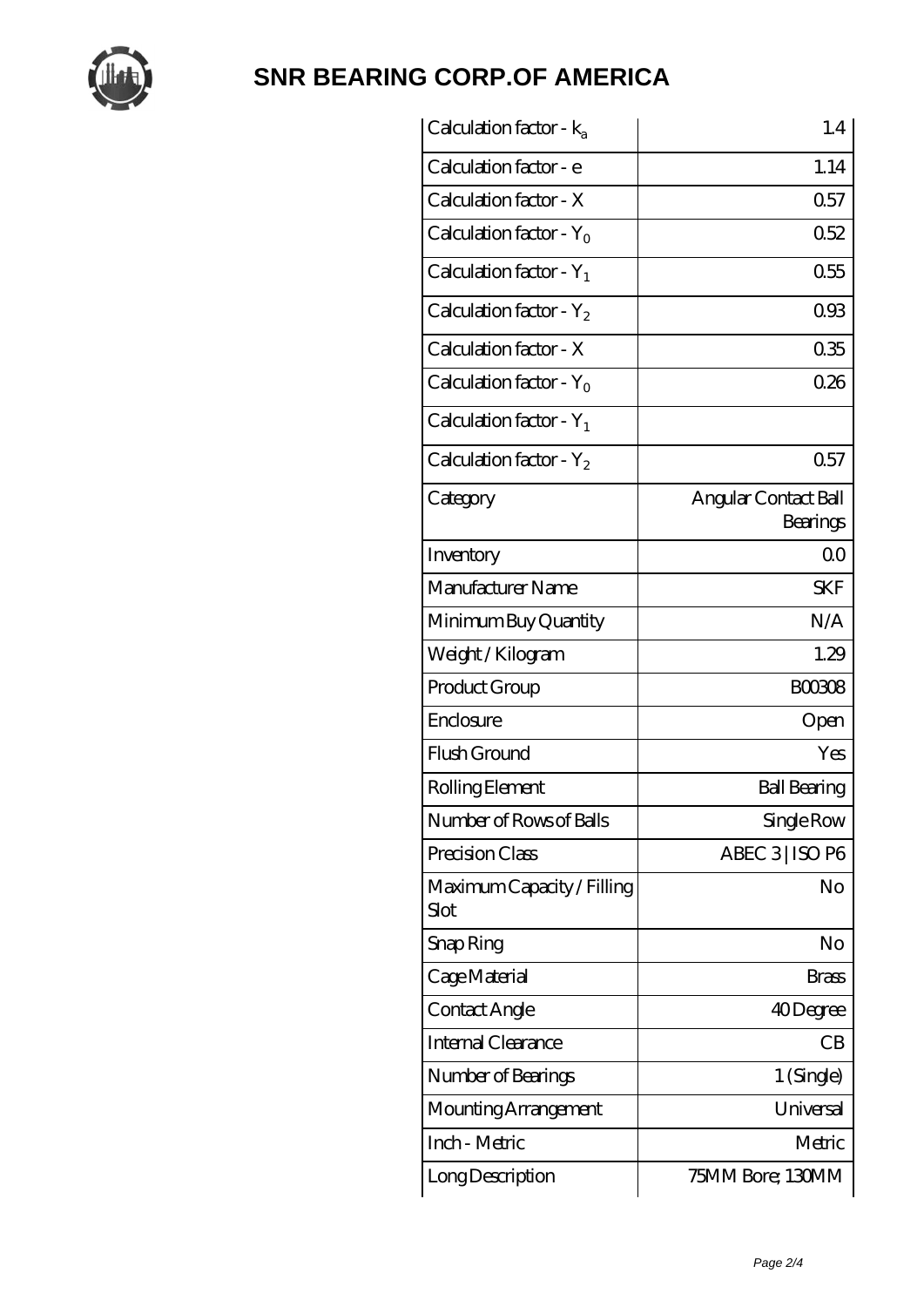# SNR BEARING CORP.OF AMERICA

| | |
|---|---|
| Calculation factor - $k_a$ | 1.4 |
| Calculation factor - e | 1.14 |
| Calculation factor - X | 0.57 |
| Calculation factor - $Y_0$ | 0.52 |
| Calculation factor - $Y_1$ | 0.55 |
| Calculation factor - $Y_2$ | 0.93 |
| Calculation factor - X | 0.35 |
| Calculation factor - $Y_0$ | 0.26 |
| Calculation factor - $Y_1$ | |
| Calculation factor - $Y_2$ | 0.57 |
| Category | Angular Contact Ball Bearings |
| Inventory | 0.0 |
| Manufacturer Name | SKF |
| Minimum Buy Quantity | N/A |
| Weight / Kilogram | 1.29 |
| Product Group | B00308 |
| Enclosure | Open |
| Flush Ground | Yes |
| Rolling Element | Ball Bearing |
| Number of Rows of Balls | Single Row |
| Precision Class | ABEC 3 \| ISO P6 |
| Maximum Capacity / Filling Slot | No |
| Snap Ring | No |
| Cage Material | Brass |
| Contact Angle | 40 Degree |
| Internal Clearance | CB |
| Number of Bearings | 1 (Single) |
| Mounting Arrangement | Universal |
| Inch - Metric | Metric |
| Long Description | 75MM Bore; 130MM |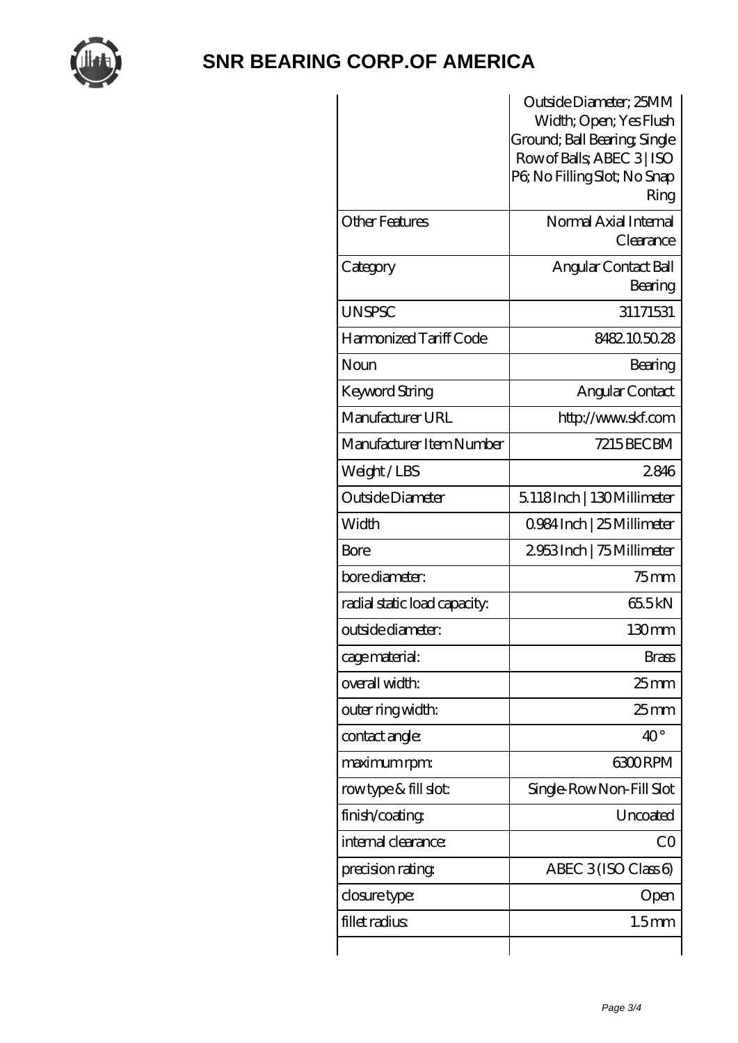# SNR BEARING CORP.OF AMERICA

| | |
|---|---|
| | Outside Diameter; 25MM Width; Open; Yes Flush Ground; Ball Bearing; Single Row of Balls; ABEC 3 \| ISO P6; No Filling Slot; No Snap Ring |
| Other Features | Normal Axial Internal Clearance |
| Category | Angular Contact Ball Bearing |
| UNSPSC | 31171531 |
| Harmonized Tariff Code | 8482.10.50.28 |
| Noun | Bearing |
| Keyword String | Angular Contact |
| Manufacturer URL | http://www.skf.com |
| Manufacturer Item Number | 7215 BECBM |
| Weight / LBS | 2.846 |
| Outside Diameter | 5.118 Inch \| 130 Millimeter |
| Width | 0.984 Inch \| 25 Millimeter |
| Bore | 2.953 Inch \| 75 Millimeter |
| bore diameter: | 75 mm |
| radial static load capacity: | 65.5 kN |
| outside diameter: | 130 mm |
| cage material: | Brass |
| overall width: | 25 mm |
| outer ring width: | 25 mm |
| contact angle: | 40 ° |
| maximum rpm: | 6300 RPM |
| row type & fill slot: | Single-Row Non-Fill Slot |
| finish/coating: | Uncoated |
| internal clearance: | C0 |
| precision rating: | ABEC 3 (ISO Class 6) |
| closure type: | Open |
| fillet radius: | 1.5 mm |
| | |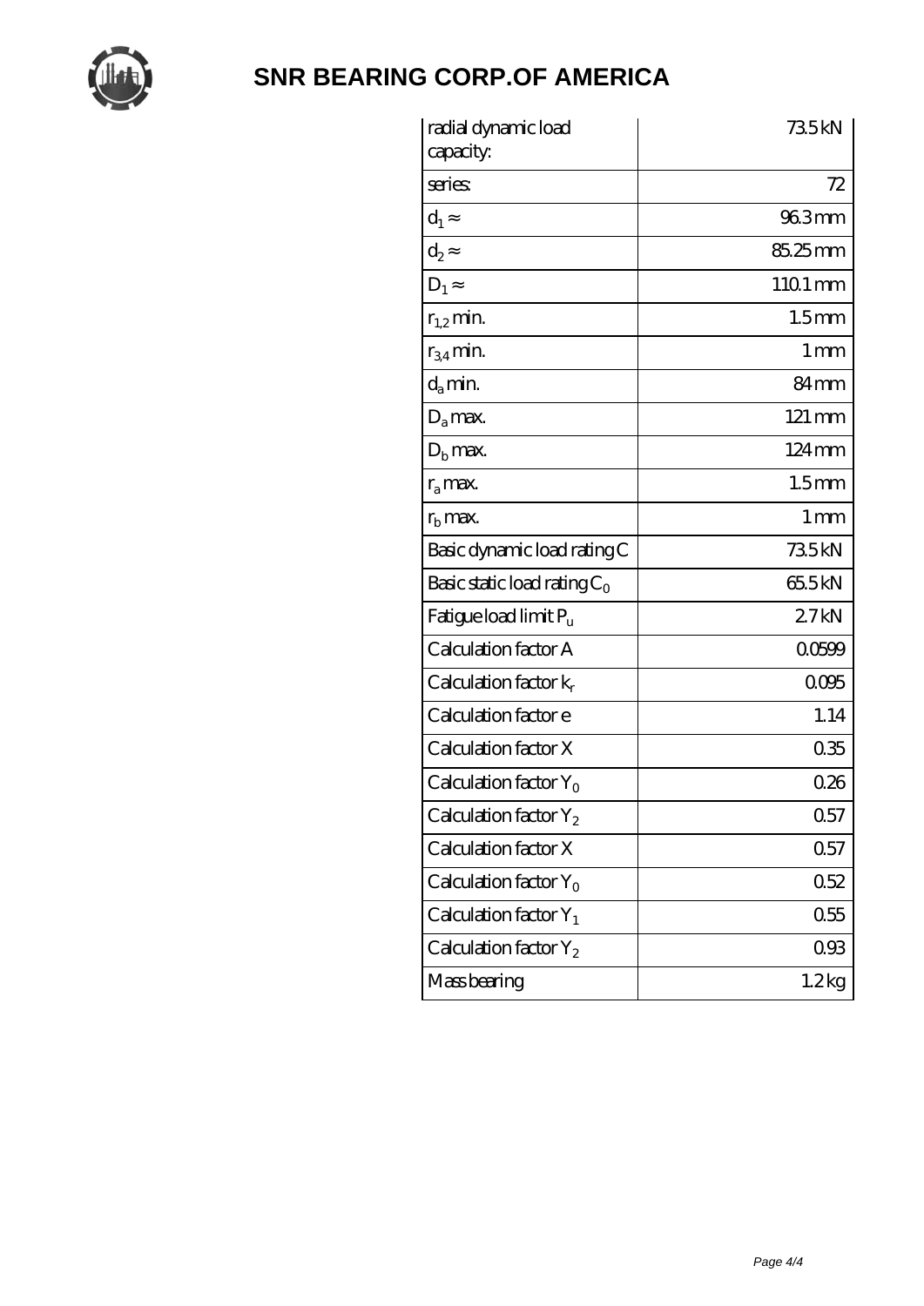| | |
|---|---|
| radial dynamic load capacity: | 73.5 kN |
| series: | 72 |
| $d_1 \approx$ | 96.3 mm |
| $d_2 \approx$ | 85.25 mm |
| $D_1 \approx$ | 110.1 mm |
| $r_{1,2}$ min. | 1.5 mm |
| $r_{3,4}$ min. | 1 mm |
| $d_a$ min. | 84 mm |
| $D_a$ max. | 121 mm |
| $D_b$ max. | 124 mm |
| $r_a$ max. | 1.5 mm |
| $r_b$ max. | 1 mm |
| Basic dynamic load rating C | 73.5 kN |
| Basic static load rating $C_0$ | 65.5 kN |
| Fatigue load limit $P_u$ | 2.7 kN |
| Calculation factor A | 0.0599 |
| Calculation factor $k_r$ | 0.095 |
| Calculation factor e | 1.14 |
| Calculation factor X | 0.35 |
| Calculation factor $Y_0$ | 0.26 |
| Calculation factor $Y_2$ | 0.57 |
| Calculation factor X | 0.57 |
| Calculation factor $Y_0$ | 0.52 |
| Calculation factor $Y_1$ | 0.55 |
| Calculation factor $Y_2$ | 0.93 |
| Mass bearing | 1.2 kg |